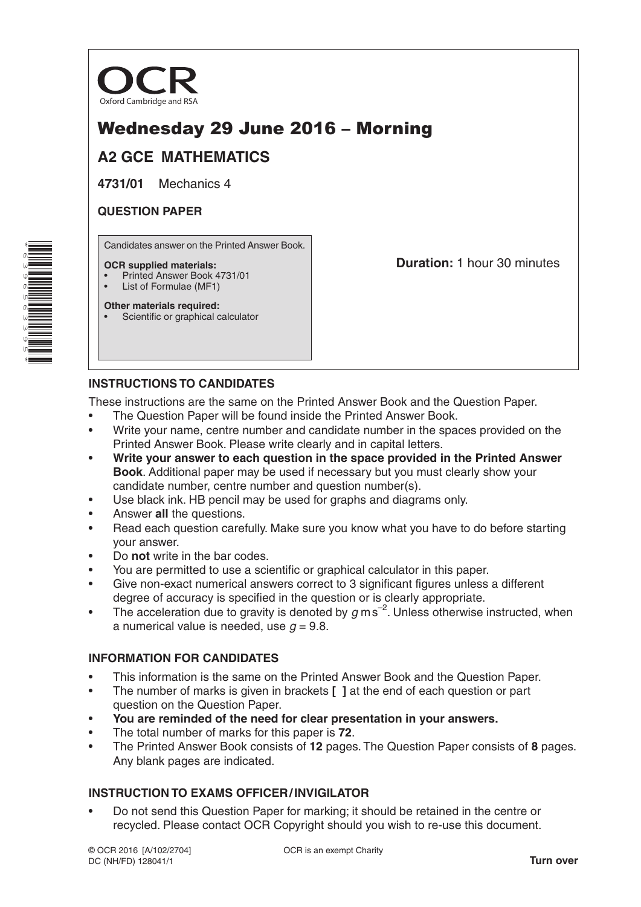OCR

Oxford Cambridge and RSA

# Wednesday 29 June 2016 – Morning

## A2 GCE MATHEMATICS

**4731/01** Mechanics 4

**QUESTION PAPER**

Candidates answer on the Printed Answer Book.

**OCR supplied materials:**
- Printed Answer Book 4731/01
- List of Formulae (MF1)

**Other materials required:**
- Scientific or graphical calculator

**Duration:** 1 hour 30 minutes

### INSTRUCTIONS TO CANDIDATES

These instructions are the same on the Printed Answer Book and the Question Paper.

- The Question Paper will be found inside the Printed Answer Book.
- Write your name, centre number and candidate number in the spaces provided on the Printed Answer Book. Please write clearly and in capital letters.
- **Write your answer to each question in the space provided in the Printed Answer Book**. Additional paper may be used if necessary but you must clearly show your candidate number, centre number and question number(s).
- Use black ink. HB pencil may be used for graphs and diagrams only.
- Answer **all** the questions.
- Read each question carefully. Make sure you know what you have to do before starting your answer.
- Do **not** write in the bar codes.
- You are permitted to use a scientific or graphical calculator in this paper.
- Give non-exact numerical answers correct to 3 significant figures unless a different degree of accuracy is specified in the question or is clearly appropriate.
- The acceleration due to gravity is denoted by $g\,\text{m}\,\text{s}^{-2}$. Unless otherwise instructed, when a numerical value is needed, use $g = 9.8$.

### INFORMATION FOR CANDIDATES

- This information is the same on the Printed Answer Book and the Question Paper.
- The number of marks is given in brackets **[ ]** at the end of each question or part question on the Question Paper.
- **You are reminded of the need for clear presentation in your answers.**
- The total number of marks for this paper is **72**.
- The Printed Answer Book consists of **12** pages. The Question Paper consists of **8** pages. Any blank pages are indicated.

### INSTRUCTION TO EXAMS OFFICER / INVIGILATOR

- Do not send this Question Paper for marking; it should be retained in the centre or recycled. Please contact OCR Copyright should you wish to re-use this document.

© OCR 2016 [A/102/2704]
DC (NH/FD) 128041/1

OCR is an exempt Charity

**Turn over**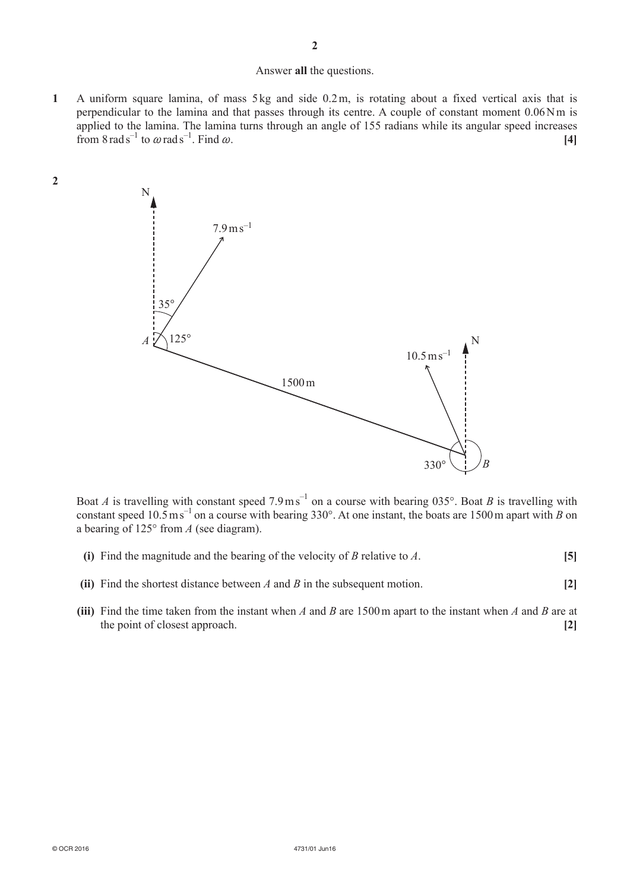Answer **all** the questions.

**1** A uniform square lamina, of mass 5 kg and side 0.2 m, is rotating about a fixed vertical axis that is perpendicular to the lamina and that passes through its centre. A couple of constant moment 0.06 N m is applied to the lamina. The lamina turns through an angle of 155 radians while its angular speed increases from $8\,\text{rad s}^{-1}$ to $\omega\,\text{rad s}^{-1}$. Find $\omega$. **[4]**

**2**

Boat $A$ is travelling with constant speed $7.9\,\text{m s}^{-1}$ on a course with bearing 035°. Boat $B$ is travelling with constant speed $10.5\,\text{m s}^{-1}$ on a course with bearing 330°. At one instant, the boats are 1500 m apart with $B$ on a bearing of 125° from $A$ (see diagram).

**(i)** Find the magnitude and the bearing of the velocity of $B$ relative to $A$. **[5]**

**(ii)** Find the shortest distance between $A$ and $B$ in the subsequent motion. **[2]**

**(iii)** Find the time taken from the instant when $A$ and $B$ are 1500 m apart to the instant when $A$ and $B$ are at the point of closest approach. **[2]**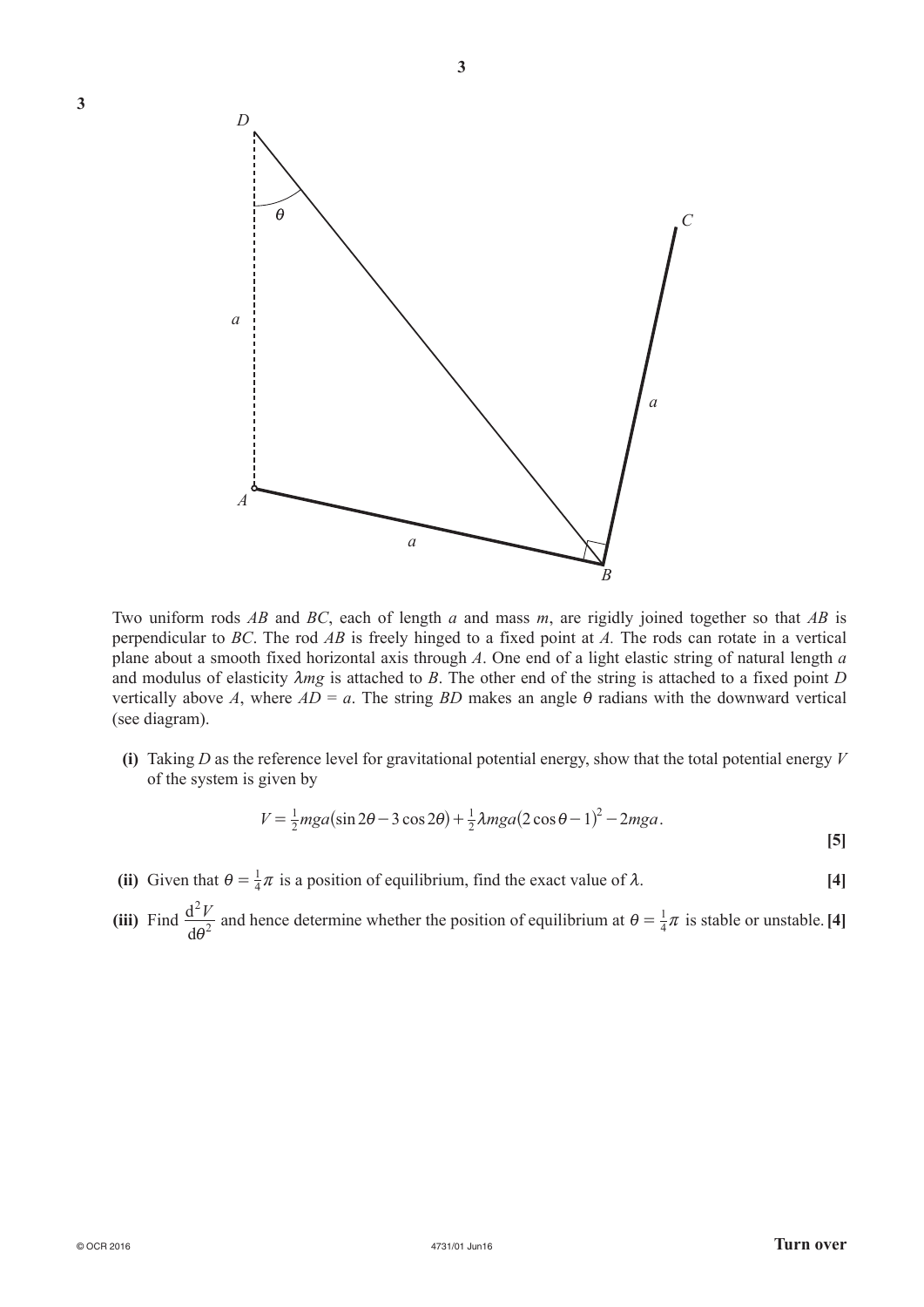**3**

Two uniform rods $AB$ and $BC$, each of length $a$ and mass $m$, are rigidly joined together so that $AB$ is perpendicular to $BC$. The rod $AB$ is freely hinged to a fixed point at $A$. The rods can rotate in a vertical plane about a smooth fixed horizontal axis through $A$. One end of a light elastic string of natural length $a$ and modulus of elasticity $\lambda mg$ is attached to $B$. The other end of the string is attached to a fixed point $D$ vertically above $A$, where $AD = a$. The string $BD$ makes an angle $\theta$ radians with the downward vertical (see diagram).

**(i)** Taking $D$ as the reference level for gravitational potential energy, show that the total potential energy $V$ of the system is given by

$$V = \tfrac{1}{2}mga(\sin 2\theta - 3\cos 2\theta) + \tfrac{1}{2}\lambda mga(2\cos\theta - 1)^2 - 2mga.$$

**[5]**

**(ii)** Given that $\theta = \frac{1}{4}\pi$ is a position of equilibrium, find the exact value of $\lambda$. **[4]**

**(iii)** Find $\dfrac{d^2V}{d\theta^2}$ and hence determine whether the position of equilibrium at $\theta = \frac{1}{4}\pi$ is stable or unstable. **[4]**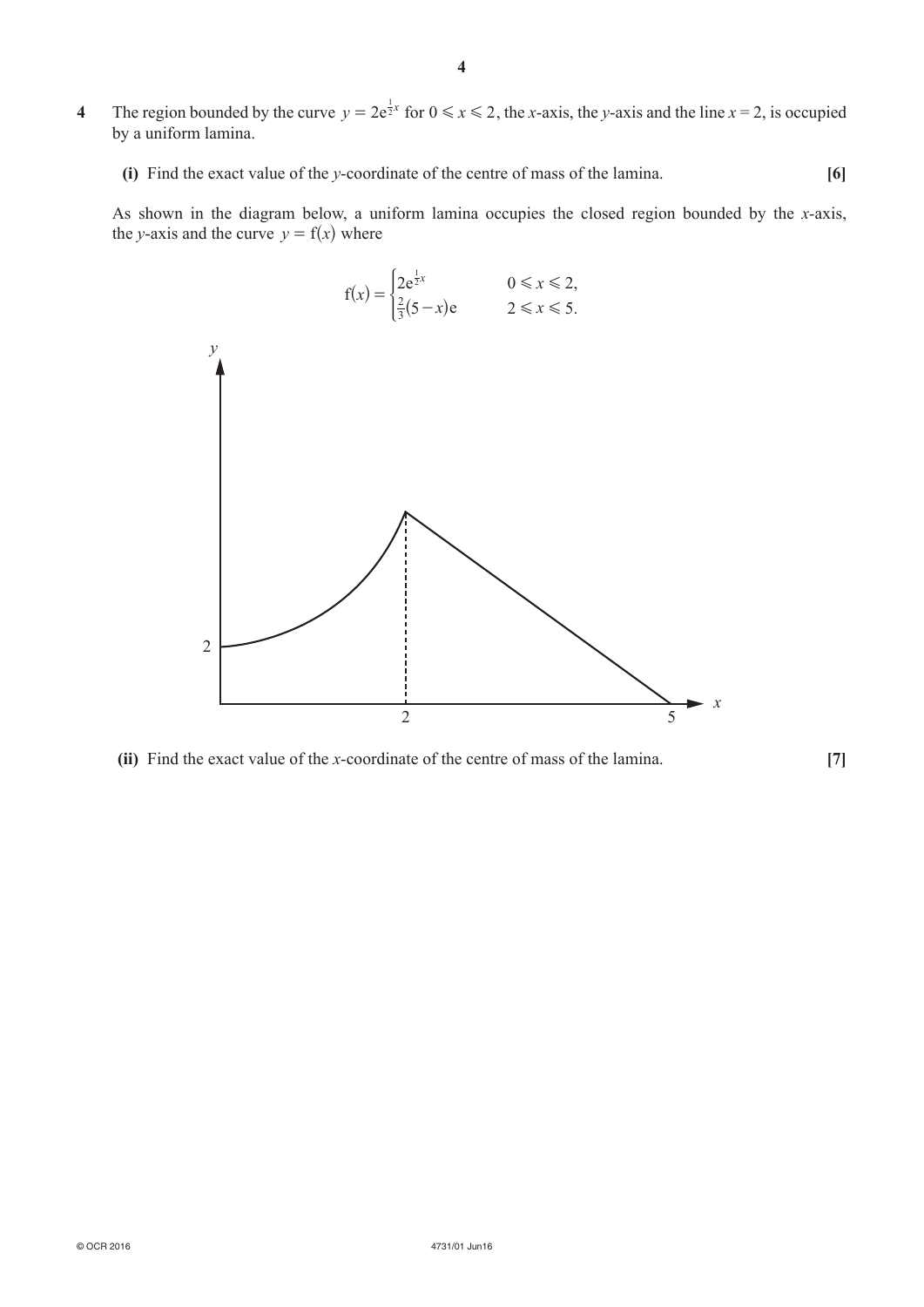**4** The region bounded by the curve $y = 2e^{\frac{1}{2}x}$ for $0 \leqslant x \leqslant 2$, the $x$-axis, the $y$-axis and the line $x = 2$, is occupied by a uniform lamina.

**(i)** Find the exact value of the $y$-coordinate of the centre of mass of the lamina. **[6]**

As shown in the diagram below, a uniform lamina occupies the closed region bounded by the $x$-axis, the $y$-axis and the curve $y = f(x)$ where

$$f(x) = \begin{cases} 2e^{\frac{1}{2}x} & 0 \leqslant x \leqslant 2, \\ \frac{2}{3}(5 - x)e & 2 \leqslant x \leqslant 5. \end{cases}$$

**(ii)** Find the exact value of the $x$-coordinate of the centre of mass of the lamina. **[7]**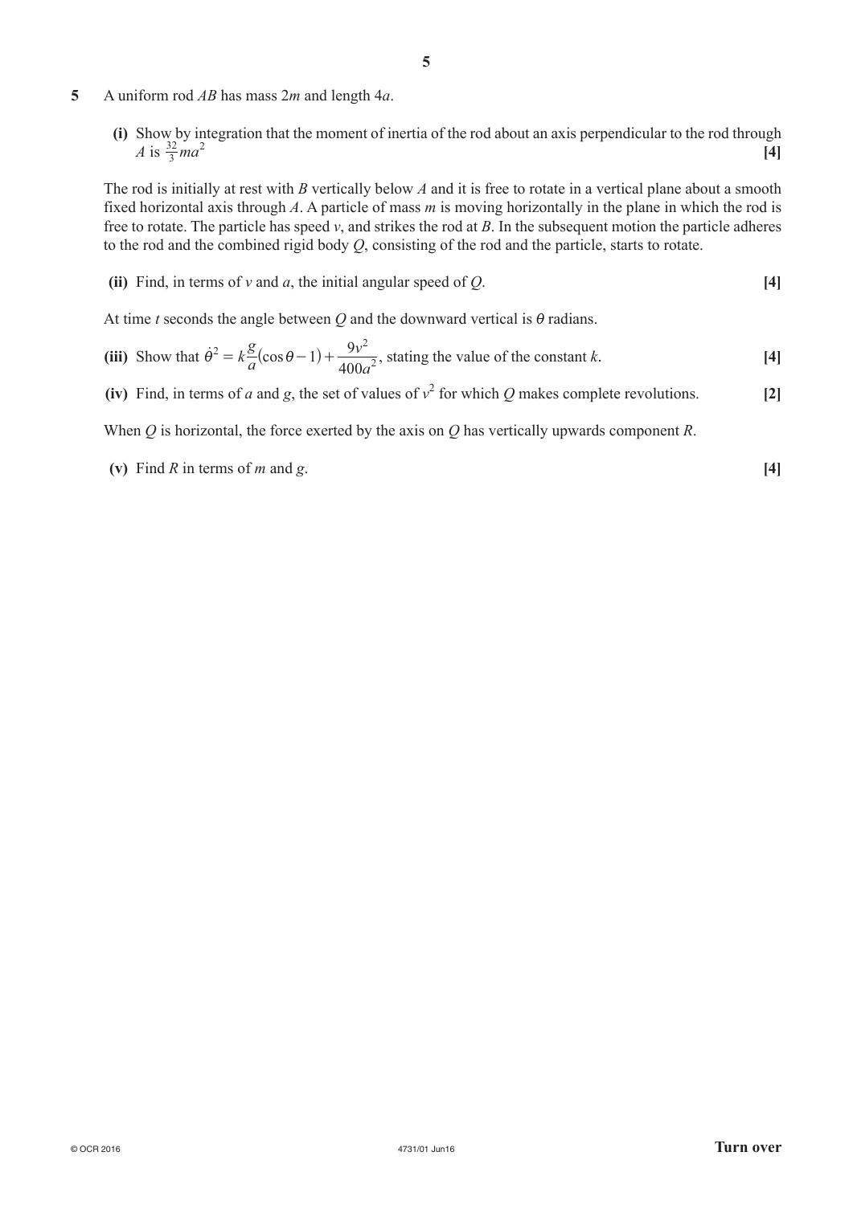**5** A uniform rod $AB$ has mass $2m$ and length $4a$.

**(i)** Show by integration that the moment of inertia of the rod about an axis perpendicular to the rod through $A$ is $\frac{32}{3}ma^2$ **[4]**

The rod is initially at rest with $B$ vertically below $A$ and it is free to rotate in a vertical plane about a smooth fixed horizontal axis through $A$. A particle of mass $m$ is moving horizontally in the plane in which the rod is free to rotate. The particle has speed $v$, and strikes the rod at $B$. In the subsequent motion the particle adheres to the rod and the combined rigid body $Q$, consisting of the rod and the particle, starts to rotate.

**(ii)** Find, in terms of $v$ and $a$, the initial angular speed of $Q$. **[4]**

At time $t$ seconds the angle between $Q$ and the downward vertical is $\theta$ radians.

**(iii)** Show that $\dot{\theta}^2 = k\frac{g}{a}(\cos\theta - 1) + \frac{9v^2}{400a^2}$, stating the value of the constant $k$. **[4]**

**(iv)** Find, in terms of $a$ and $g$, the set of values of $v^2$ for which $Q$ makes complete revolutions. **[2]**

When $Q$ is horizontal, the force exerted by the axis on $Q$ has vertically upwards component $R$.

**(v)** Find $R$ in terms of $m$ and $g$. **[4]**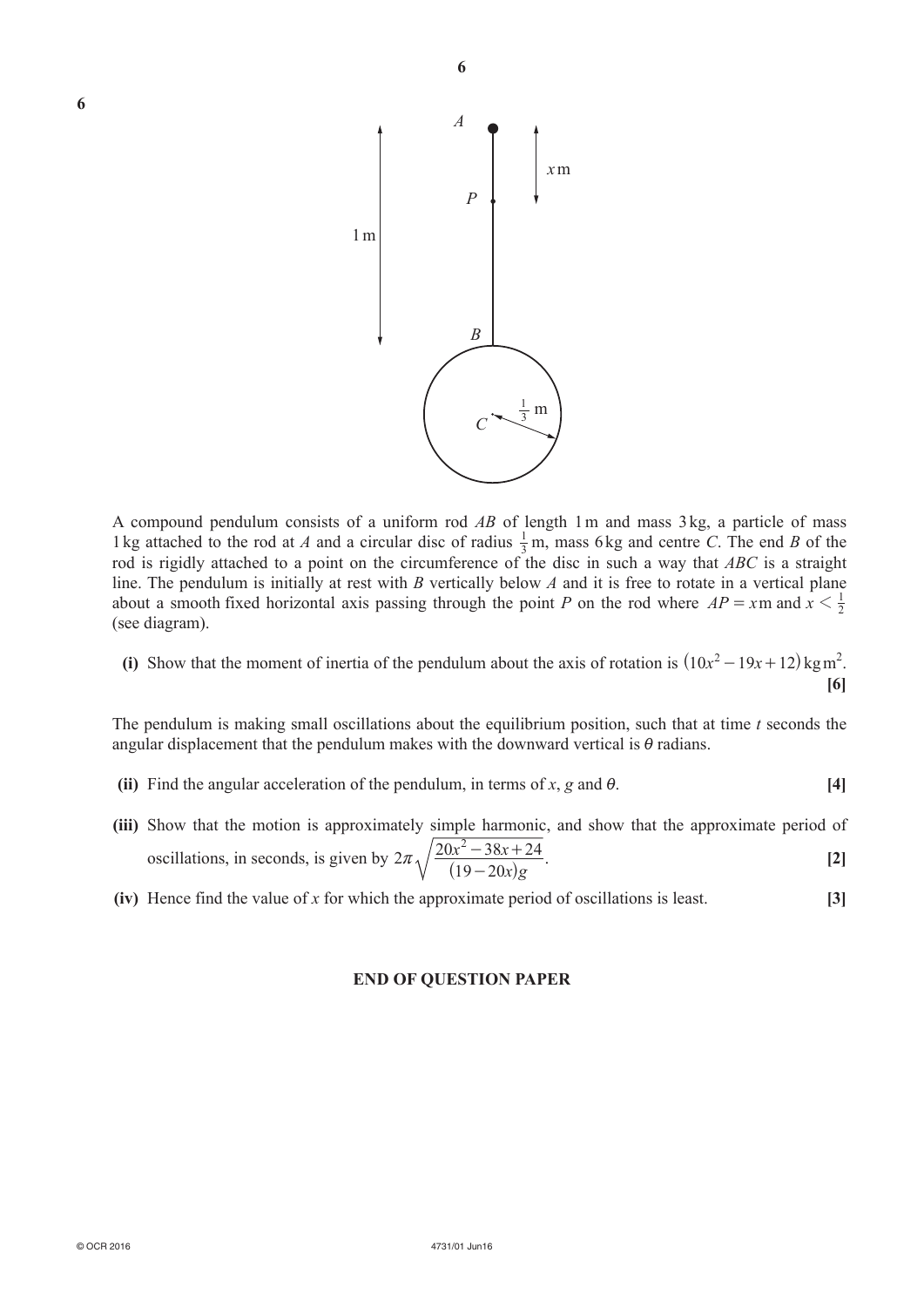**6**

A compound pendulum consists of a uniform rod $AB$ of length 1 m and mass 3 kg, a particle of mass 1 kg attached to the rod at $A$ and a circular disc of radius $\frac{1}{3}$ m, mass 6 kg and centre $C$. The end $B$ of the rod is rigidly attached to a point on the circumference of the disc in such a way that $ABC$ is a straight line. The pendulum is initially at rest with $B$ vertically below $A$ and it is free to rotate in a vertical plane about a smooth fixed horizontal axis passing through the point $P$ on the rod where $AP = x$ m and $x < \frac{1}{2}$ (see diagram).

**(i)** Show that the moment of inertia of the pendulum about the axis of rotation is $(10x^2 - 19x + 12)\,\text{kg m}^2$. **[6]**

The pendulum is making small oscillations about the equilibrium position, such that at time $t$ seconds the angular displacement that the pendulum makes with the downward vertical is $\theta$ radians.

**(ii)** Find the angular acceleration of the pendulum, in terms of $x$, $g$ and $\theta$. **[4]**

**(iii)** Show that the motion is approximately simple harmonic, and show that the approximate period of oscillations, in seconds, is given by $2\pi\sqrt{\dfrac{20x^2 - 38x + 24}{(19 - 20x)g}}$. **[2]**

**(iv)** Hence find the value of $x$ for which the approximate period of oscillations is least. **[3]**

**END OF QUESTION PAPER**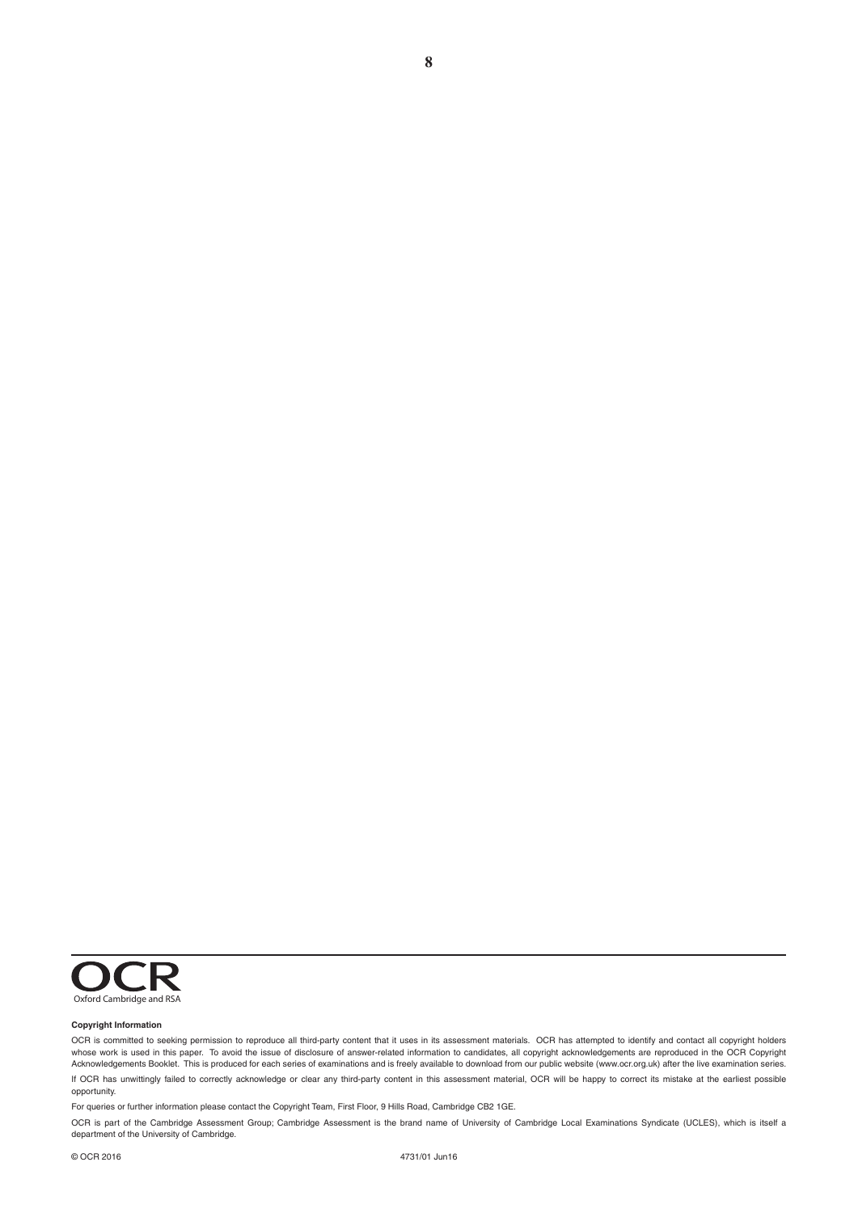OCR
Oxford Cambridge and RSA

**Copyright Information**

OCR is committed to seeking permission to reproduce all third-party content that it uses in its assessment materials. OCR has attempted to identify and contact all copyright holders whose work is used in this paper. To avoid the issue of disclosure of answer-related information to candidates, all copyright acknowledgements are reproduced in the OCR Copyright Acknowledgements Booklet. This is produced for each series of examinations and is freely available to download from our public website (www.ocr.org.uk) after the live examination series.

If OCR has unwittingly failed to correctly acknowledge or clear any third-party content in this assessment material, OCR will be happy to correct its mistake at the earliest possible opportunity.

For queries or further information please contact the Copyright Team, First Floor, 9 Hills Road, Cambridge CB2 1GE.

OCR is part of the Cambridge Assessment Group; Cambridge Assessment is the brand name of University of Cambridge Local Examinations Syndicate (UCLES), which is itself a department of the University of Cambridge.

© OCR 2016 4731/01 Jun16